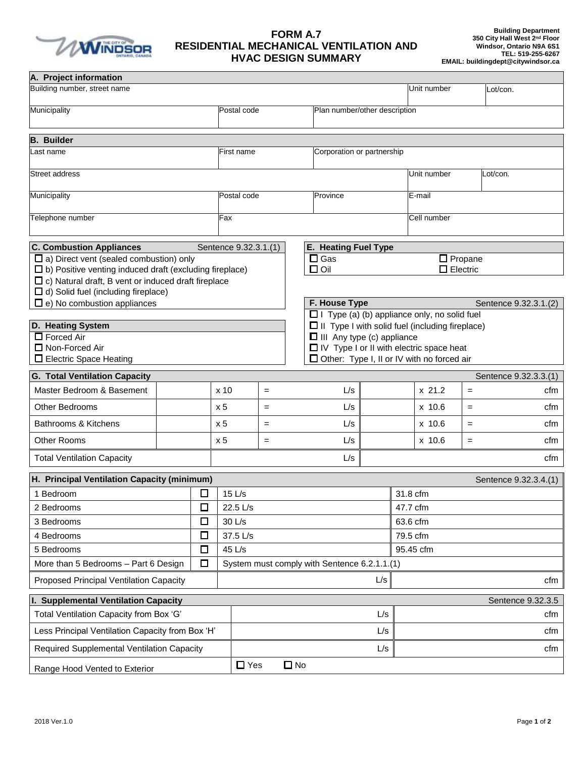# FORM A.7
# RESIDENTIAL MECHANICAL VENTILATION AND HVAC DESIGN SUMMARY

**Building Department**
**350 City Hall West 2nd Floor**
**Windsor, Ontario N9A 6S1**
**TEL: 519-255-6267**
**EMAIL: buildingdept@citywindsor.ca**

## A. Project information

| Building number, street name | | Unit number | Lot/con. |
|---|---|---|---|
| | | | |
| **Municipality** | **Postal code** | **Plan number/other description** | |
| | | | |

## B. Builder

| Last name | First name | Corporation or partnership | | |
|---|---|---|---|---|
| | | | | |
| **Street address** | | | **Unit number** | **Lot/con.** |
| | | | | |
| **Municipality** | **Postal code** | **Province** | **E-mail** | |
| | | | | |
| **Telephone number** | **Fax** | | **Cell number** | |
| | | | | |

## C. Combustion Appliances — Sentence 9.32.3.1.(1)

- ☐ a) Direct vent (sealed combustion) only
- ☐ b) Positive venting induced draft (excluding fireplace)
- ☐ c) Natural draft, B vent or induced draft fireplace
- ☐ d) Solid fuel (including fireplace)
- ☐ e) No combustion appliances

## D. Heating System

- ☐ Forced Air
- ☐ Non-Forced Air
- ☐ Electric Space Heating

## E. Heating Fuel Type

- ☐ Gas
- ☐ Oil
- ☐ Propane
- ☐ Electric

## F. House Type — Sentence 9.32.3.1.(2)

- ☐ I Type (a) (b) appliance only, no solid fuel
- ☐ II Type I with solid fuel (including fireplace)
- ☐ III Any type (c) appliance
- ☐ IV Type I or II with electric space heat
- ☐ Other: Type I, II or IV with no forced air

## G. Total Ventilation Capacity — Sentence 9.32.3.3.(1)

| | | | | | | | | |
|---|---|---|---|---|---|---|---|---|
| Master Bedroom & Basement | | x 10 | = | L/s | | x 21.2 | = | cfm |
| Other Bedrooms | | x 5 | = | L/s | | x 10.6 | = | cfm |
| Bathrooms & Kitchens | | x 5 | = | L/s | | x 10.6 | = | cfm |
| Other Rooms | | x 5 | = | L/s | | x 10.6 | = | cfm |
| Total Ventilation Capacity | | | | L/s | | | | cfm |

## H. Principal Ventilation Capacity (minimum) — Sentence 9.32.3.4.(1)

| | | | |
|---|---|---|---|
| 1 Bedroom | ☐ | 15 L/s | 31.8 cfm |
| 2 Bedrooms | ☐ | 22.5 L/s | 47.7 cfm |
| 3 Bedrooms | ☐ | 30 L/s | 63.6 cfm |
| 4 Bedrooms | ☐ | 37.5 L/s | 79.5 cfm |
| 5 Bedrooms | ☐ | 45 L/s | 95.45 cfm |
| More than 5 Bedrooms – Part 6 Design | ☐ | System must comply with Sentence 6.2.1.1.(1) | |
| Proposed Principal Ventilation Capacity | | L/s | cfm |

## I. Supplemental Ventilation Capacity — Sentence 9.32.3.5

| | | |
|---|---|---|
| Total Ventilation Capacity from Box 'G' | L/s | cfm |
| Less Principal Ventilation Capacity from Box 'H' | L/s | cfm |
| Required Supplemental Ventilation Capacity | L/s | cfm |
| Range Hood Vented to Exterior | ☐ Yes ☐ No | |

2018 Ver.1.0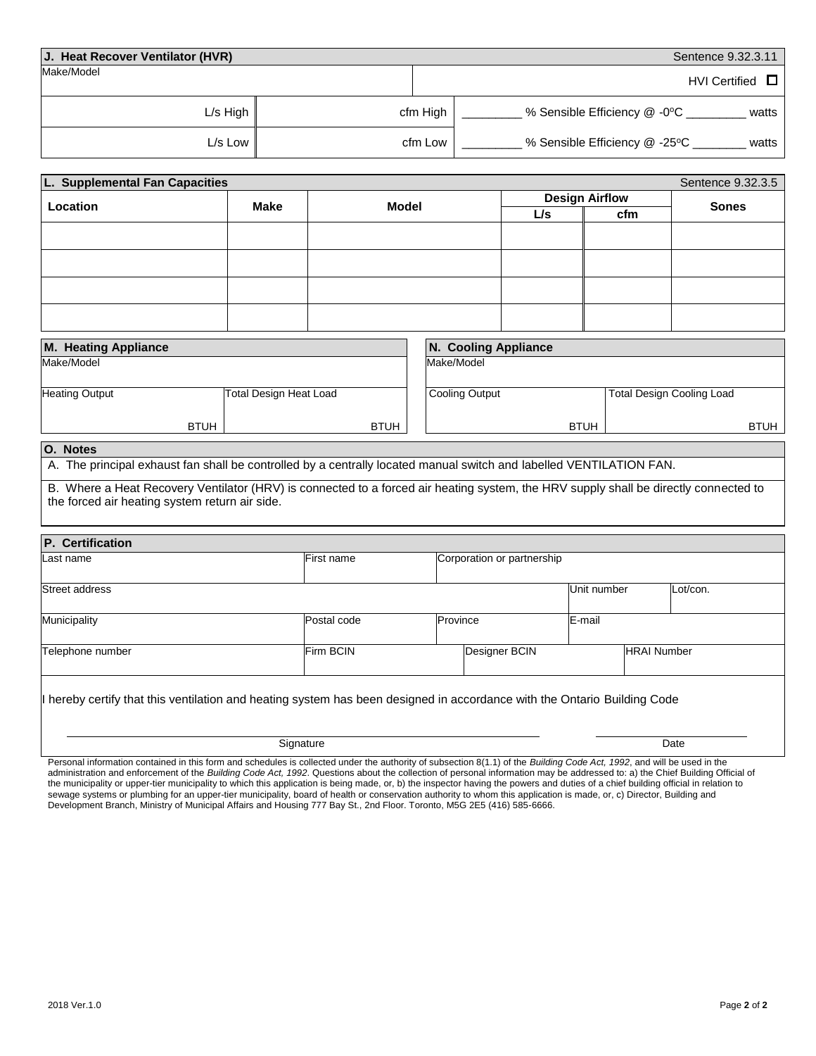## J. Heat Recover Ventilator (HVR)

Sentence 9.32.3.11

| | | |
|---|---|---|
| Make/Model | | HVI Certified ☐ |
| L/s High | cfm High | _________ % Sensible Efficiency @ -0ºC _________ watts |
| L/s Low | cfm Low | _________ % Sensible Efficiency @ -25ºC ________ watts |

## L. Supplemental Fan Capacities

Sentence 9.32.3.5

| Location | Make | Model | Design Airflow | | Sones |
|---|---|---|---|---|---|
| | | | L/s | cfm | |
| | | | | | |
| | | | | | |
| | | | | | |
| | | | | | |

## M. Heating Appliance

| | |
|---|---|
| Make/Model | |
| Heating Output BTUH | Total Design Heat Load BTUH |

## N. Cooling Appliance

| | |
|---|---|
| Make/Model | |
| Cooling Output BTUH | Total Design Cooling Load BTUH |

## O. Notes

A. The principal exhaust fan shall be controlled by a centrally located manual switch and labelled VENTILATION FAN.

B. Where a Heat Recovery Ventilator (HRV) is connected to a forced air heating system, the HRV supply shall be directly connected to the forced air heating system return air side.

## P. Certification

| | | | | |
|---|---|---|---|---|
| Last name | First name | Corporation or partnership | | |
| Street address | | | Unit number | Lot/con. |
| Municipality | Postal code | Province | E-mail | |
| Telephone number | Firm BCIN | Designer BCIN | | HRAI Number |

I hereby certify that this ventilation and heating system has been designed in accordance with the Ontario Building Code

Signature _______________________ Date _______________

Personal information contained in this form and schedules is collected under the authority of subsection 8(1.1) of the *Building Code Act, 1992*, and will be used in the administration and enforcement of the *Building Code Act, 1992*. Questions about the collection of personal information may be addressed to: a) the Chief Building Official of the municipality or upper-tier municipality to which this application is being made, or, b) the inspector having the powers and duties of a chief building official in relation to sewage systems or plumbing for an upper-tier municipality, board of health or conservation authority to whom this application is made, or, c) Director, Building and Development Branch, Ministry of Municipal Affairs and Housing 777 Bay St., 2nd Floor. Toronto, M5G 2E5 (416) 585-6666.

2018 Ver.1.0